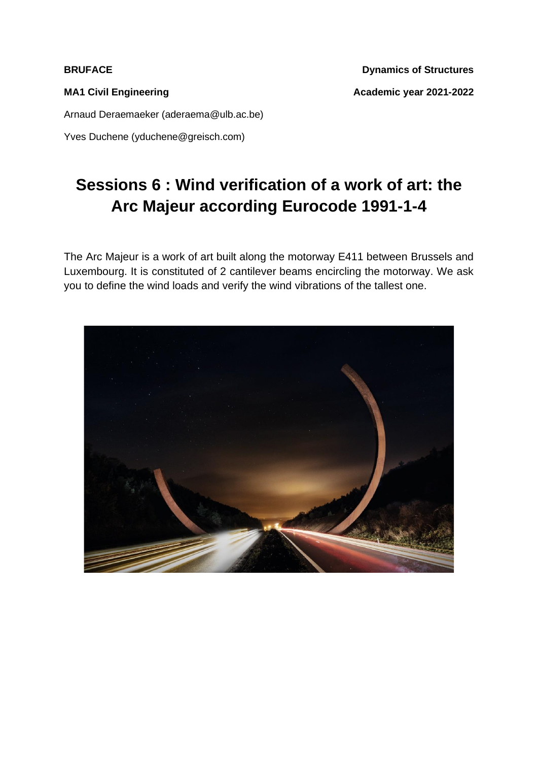**BRUFACE** **Dynamics of Structures**

**MA1 Civil Engineering** **Academic year 2021-2022**

Arnaud Deraemaeker (aderaema@ulb.ac.be)

Yves Duchene (yduchene@greisch.com)

# Sessions 6 : Wind verification of a work of art: the Arc Majeur according Eurocode 1991-1-4

The Arc Majeur is a work of art built along the motorway E411 between Brussels and Luxembourg. It is constituted of 2 cantilever beams encircling the motorway. We ask you to define the wind loads and verify the wind vibrations of the tallest one.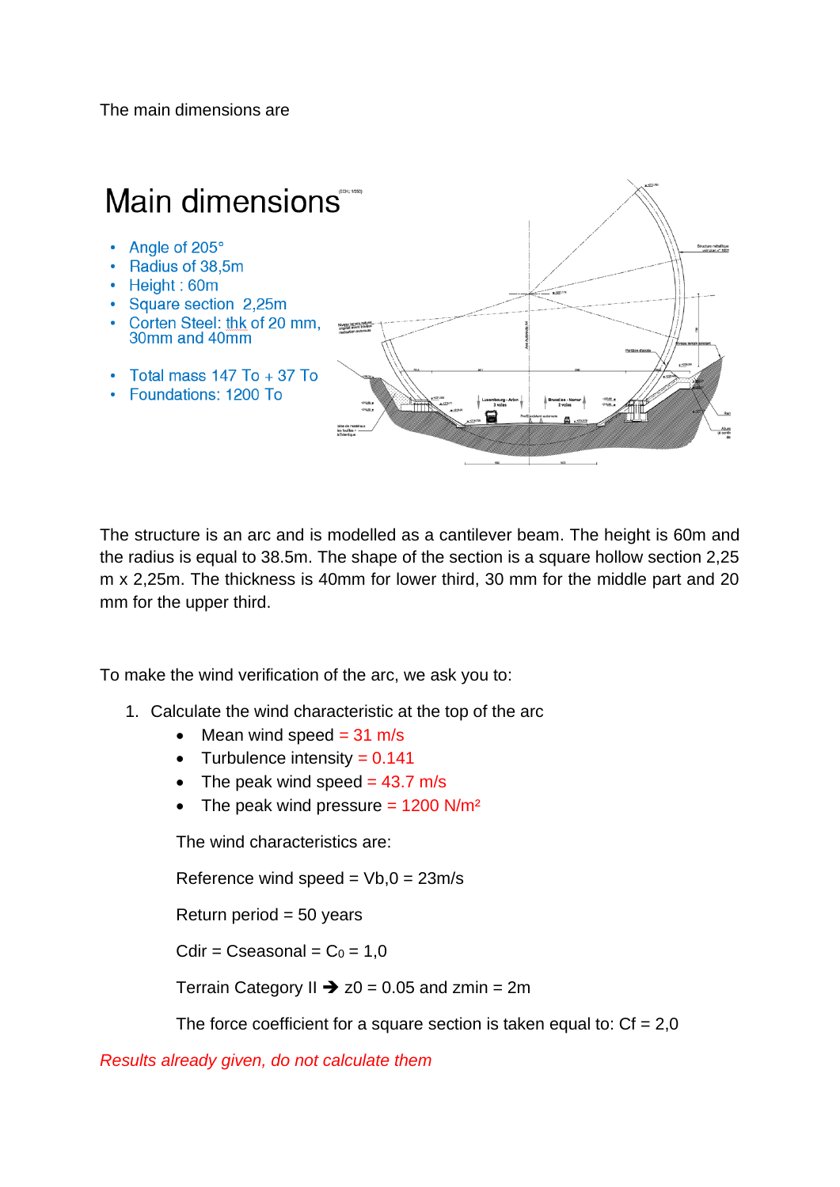The main dimensions are

# Main dimensions

- Angle of 205°
- Radius of 38,5m
- Height : 60m
- Square section 2,25m
- Corten Steel: thk of 20 mm, 30mm and 40mm
- Total mass 147 To + 37 To
- Foundations: 1200 To

The structure is an arc and is modelled as a cantilever beam. The height is 60m and the radius is equal to 38.5m. The shape of the section is a square hollow section 2,25 m x 2,25m. The thickness is 40mm for lower third, 30 mm for the middle part and 20 mm for the upper third.

To make the wind verification of the arc, we ask you to:

1. Calculate the wind characteristic at the top of the arc
   - Mean wind speed = 31 m/s
   - Turbulence intensity = 0.141
   - The peak wind speed = 43.7 m/s
   - The peak wind pressure = 1200 N/m²

   The wind characteristics are:

   Reference wind speed = $V_{b,0}$ = 23m/s

   Return period = 50 years

   Cdir = Cseasonal = $C_0$ = 1,0

   Terrain Category II ➔ z0 = 0.05 and zmin = 2m

   The force coefficient for a square section is taken equal to: Cf = 2,0

*Results already given, do not calculate them*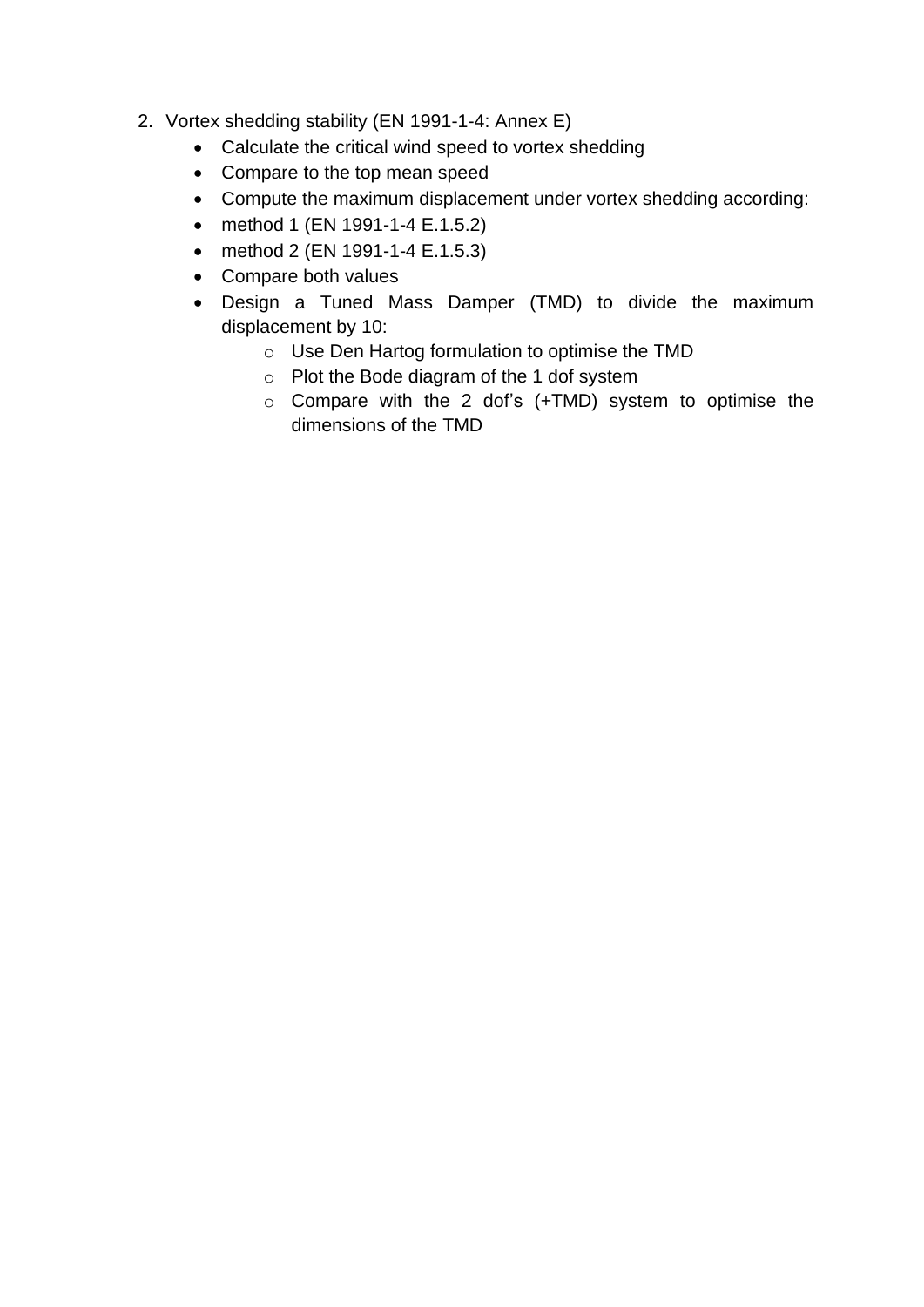2. Vortex shedding stability (EN 1991-1-4: Annex E)
   - Calculate the critical wind speed to vortex shedding
   - Compare to the top mean speed
   - Compute the maximum displacement under vortex shedding according:
   - method 1 (EN 1991-1-4 E.1.5.2)
   - method 2 (EN 1991-1-4 E.1.5.3)
   - Compare both values
   - Design a Tuned Mass Damper (TMD) to divide the maximum displacement by 10:
     - Use Den Hartog formulation to optimise the TMD
     - Plot the Bode diagram of the 1 dof system
     - Compare with the 2 dof's (+TMD) system to optimise the dimensions of the TMD